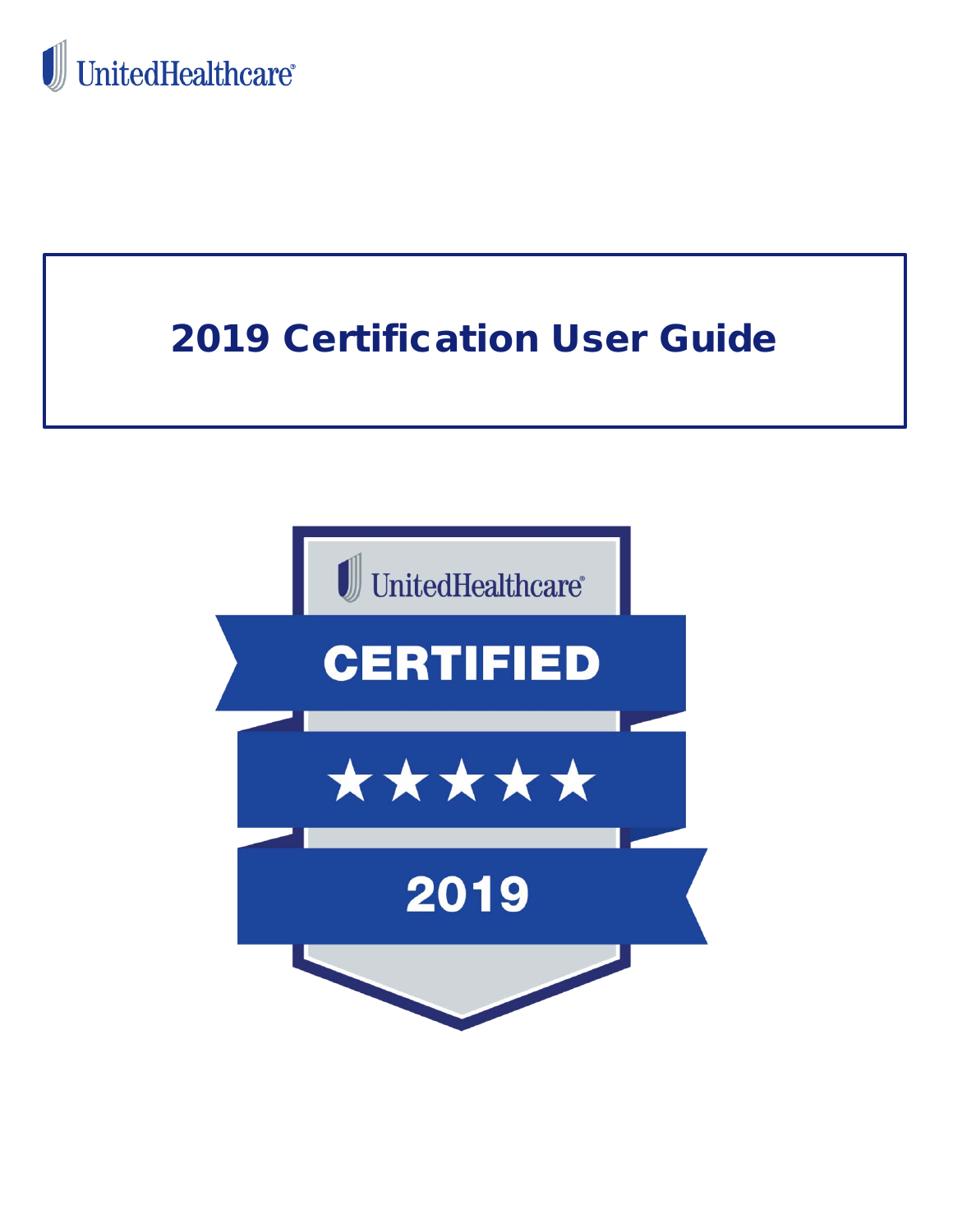UnitedHealthcare

# 2019 Certification User Guide

UnitedHealthcare

CERTIFIED

★★★★★

2019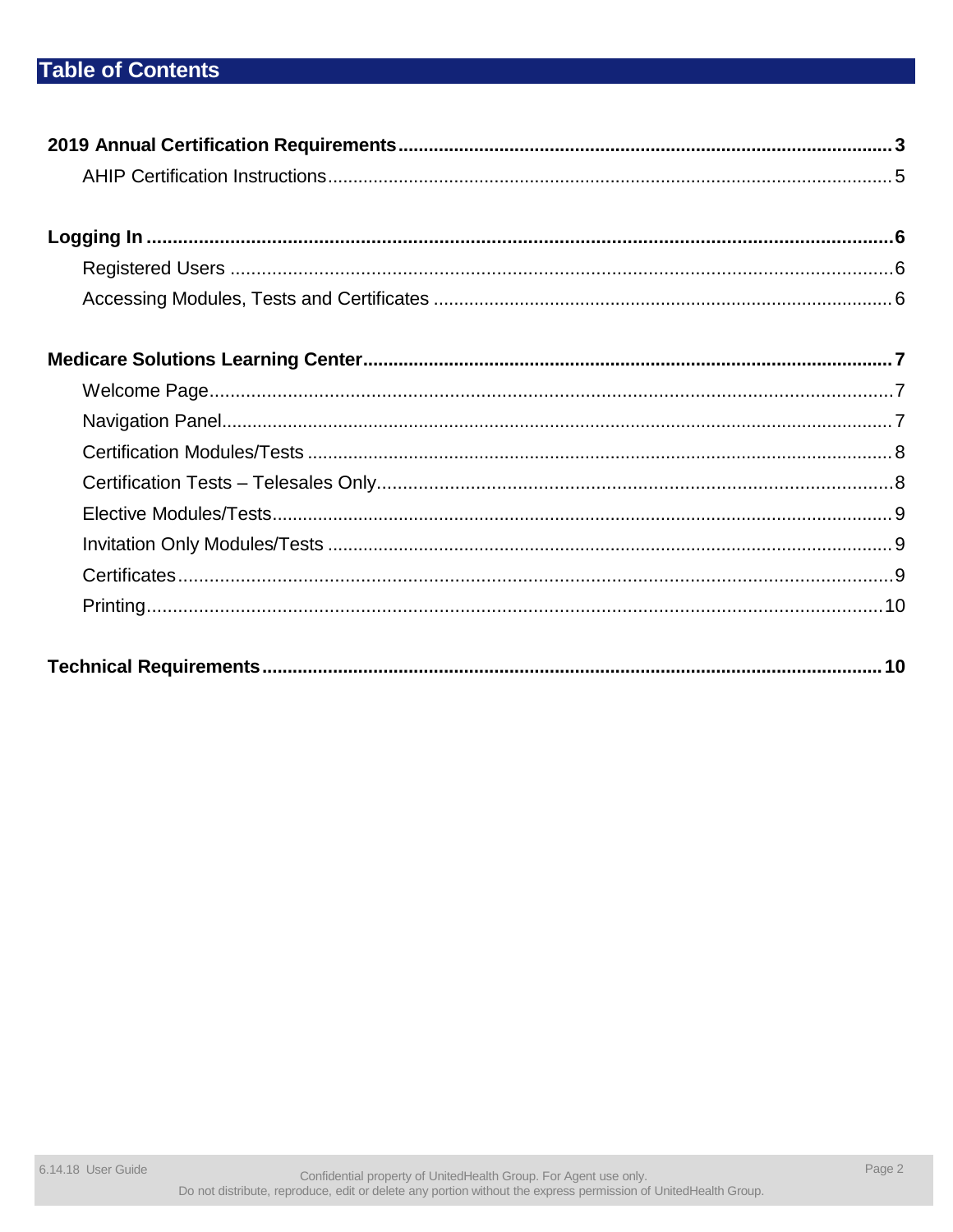# Table of Contents

**2019 Annual Certification Requirements** .......... **3**

- AHIP Certification Instructions .......... 5

**Logging In** .......... **6**

- Registered Users .......... 6
- Accessing Modules, Tests and Certificates .......... 6

**Medicare Solutions Learning Center** .......... **7**

- Welcome Page .......... 7
- Navigation Panel .......... 7
- Certification Modules/Tests .......... 8
- Certification Tests – Telesales Only .......... 8
- Elective Modules/Tests .......... 9
- Invitation Only Modules/Tests .......... 9
- Certificates .......... 9
- Printing .......... 10

**Technical Requirements** .......... **10**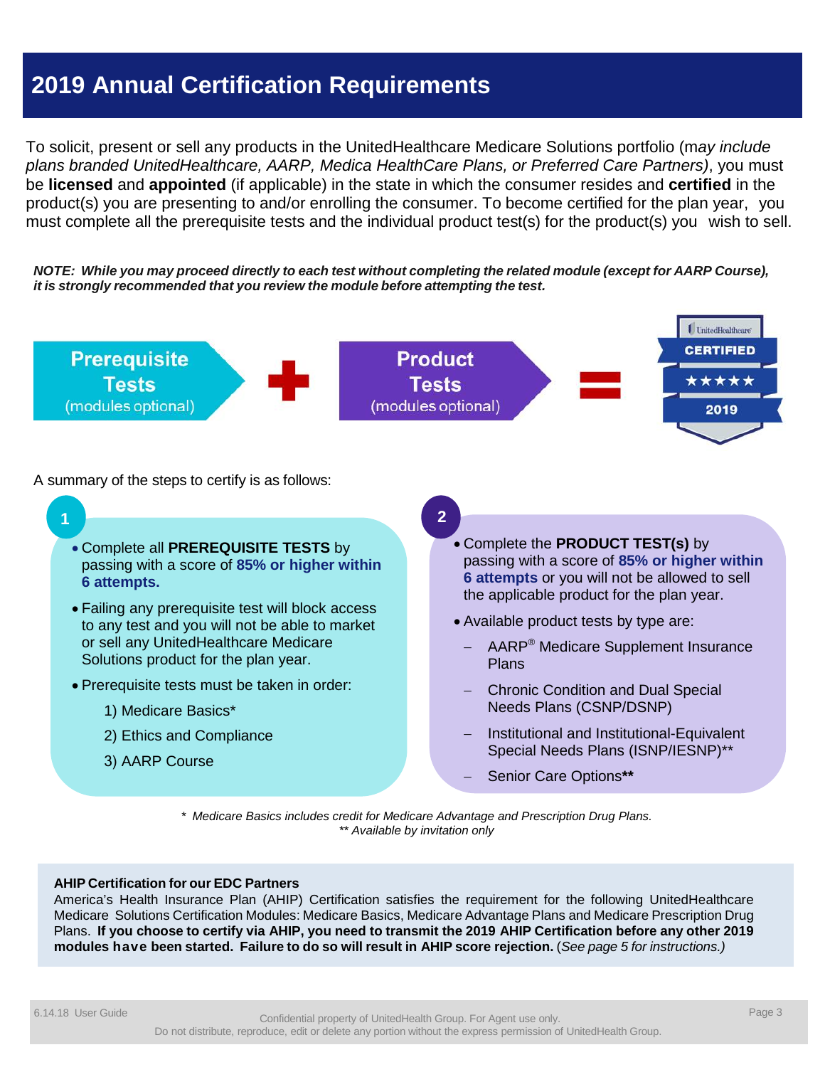# 2019 Annual Certification Requirements

To solicit, present or sell any products in the UnitedHealthcare Medicare Solutions portfolio (ma*y include plans branded UnitedHealthcare, AARP, Medica HealthCare Plans, or Preferred Care Partners)*, you must be **licensed** and **appointed** (if applicable) in the state in which the consumer resides and **certified** in the product(s) you are presenting to and/or enrolling the consumer. To become certified for the plan year, you must complete all the prerequisite tests and the individual product test(s) for the product(s) you wish to sell.

***NOTE: While you may proceed directly to each test without completing the related module (except for AARP Course), it is strongly recommended that you review the module before attempting the test.***

**Prerequisite Tests** (modules optional) + **Product Tests** (modules optional) = UnitedHealthcare **CERTIFIED** ★★★★★ **2019**

A summary of the steps to certify is as follows:

**1**

- Complete all **PREREQUISITE TESTS** by passing with a score of **85% or higher within 6 attempts.**
- Failing any prerequisite test will block access to any test and you will not be able to market or sell any UnitedHealthcare Medicare Solutions product for the plan year.
- Prerequisite tests must be taken in order:
  1) Medicare Basics*
  2) Ethics and Compliance
  3) AARP Course

**2**

- Complete the **PRODUCT TEST(s)** by passing with a score of **85% or higher within 6 attempts** or you will not be allowed to sell the applicable product for the plan year.
- Available product tests by type are:
  - AARP® Medicare Supplement Insurance Plans
  - Chronic Condition and Dual Special Needs Plans (CSNP/DSNP)
  - Institutional and Institutional-Equivalent Special Needs Plans (ISNP/IESNP)**
  - Senior Care Options**

*\* Medicare Basics includes credit for Medicare Advantage and Prescription Drug Plans.*
*\*\* Available by invitation only*

**AHIP Certification for our EDC Partners**

America's Health Insurance Plan (AHIP) Certification satisfies the requirement for the following UnitedHealthcare Medicare Solutions Certification Modules: Medicare Basics, Medicare Advantage Plans and Medicare Prescription Drug Plans. **If you choose to certify via AHIP, you need to transmit the 2019 AHIP Certification before any other 2019 modules have been started. Failure to do so will result in AHIP score rejection.** (*See page 5 for instructions.)*

6.14.18 User Guide

Confidential property of UnitedHealth Group. For Agent use only.
Do not distribute, reproduce, edit or delete any portion without the express permission of UnitedHealth Group.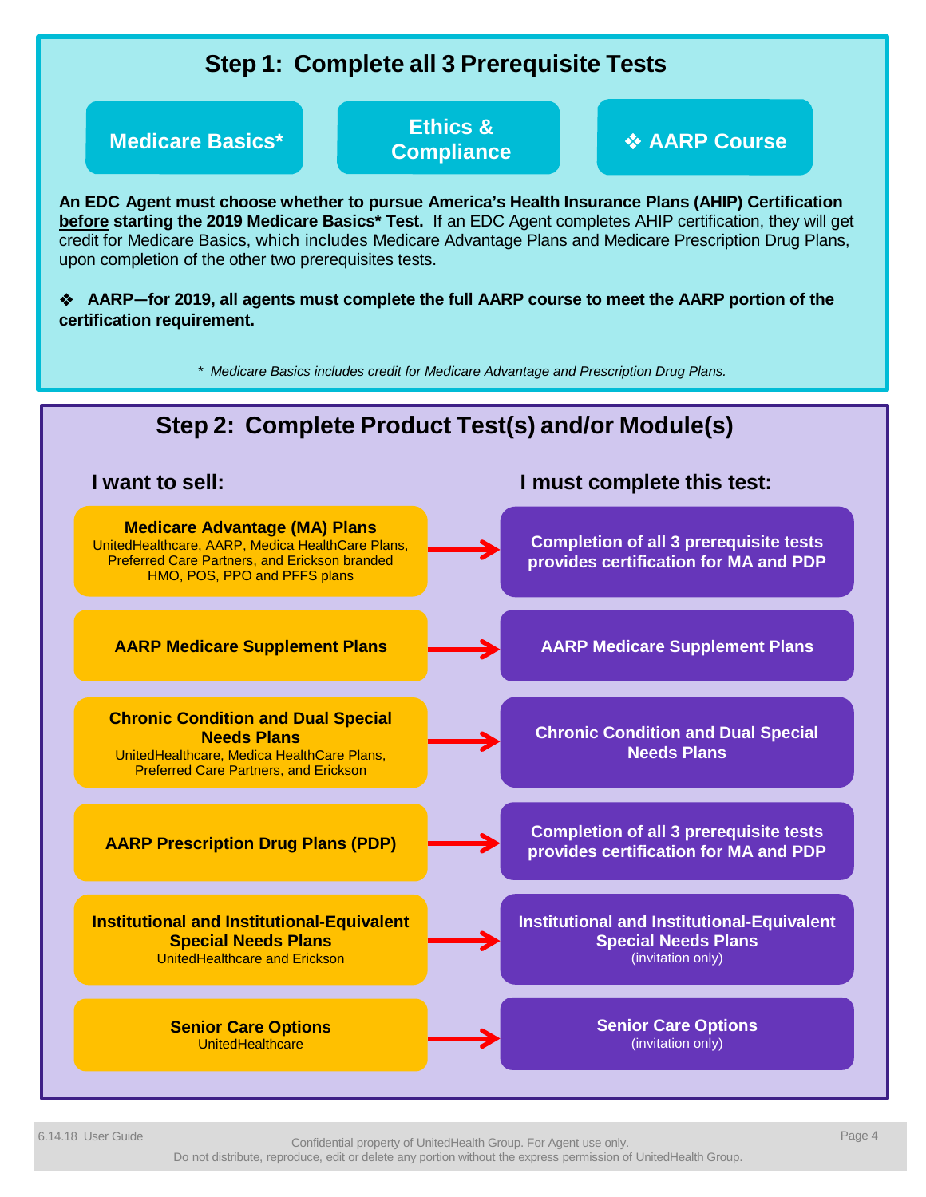## Step 1: Complete all 3 Prerequisite Tests

- **Medicare Basics***
- **Ethics & Compliance**
- **❖ AARP Course**

**An EDC Agent must choose whether to pursue America's Health Insurance Plans (AHIP) Certification before starting the 2019 Medicare Basics* Test.** If an EDC Agent completes AHIP certification, they will get credit for Medicare Basics, which includes Medicare Advantage Plans and Medicare Prescription Drug Plans, upon completion of the other two prerequisites tests.

**❖ AARP—for 2019, all agents must complete the full AARP course to meet the AARP portion of the certification requirement.**

*\* Medicare Basics includes credit for Medicare Advantage and Prescription Drug Plans.*

## Step 2: Complete Product Test(s) and/or Module(s)

| I want to sell: | I must complete this test: |
|---|---|
| **Medicare Advantage (MA) Plans** UnitedHealthcare, AARP, Medica HealthCare Plans, Preferred Care Partners, and Erickson branded HMO, POS, PPO and PFFS plans | **Completion of all 3 prerequisite tests provides certification for MA and PDP** |
| **AARP Medicare Supplement Plans** | **AARP Medicare Supplement Plans** |
| **Chronic Condition and Dual Special Needs Plans** UnitedHealthcare, Medica HealthCare Plans, Preferred Care Partners, and Erickson | **Chronic Condition and Dual Special Needs Plans** |
| **AARP Prescription Drug Plans (PDP)** | **Completion of all 3 prerequisite tests provides certification for MA and PDP** |
| **Institutional and Institutional-Equivalent Special Needs Plans** UnitedHealthcare and Erickson | **Institutional and Institutional-Equivalent Special Needs Plans** (invitation only) |
| **Senior Care Options** UnitedHealthcare | **Senior Care Options** (invitation only) |

6.14.18 User Guide

Confidential property of UnitedHealth Group. For Agent use only.
Do not distribute, reproduce, edit or delete any portion without the express permission of UnitedHealth Group.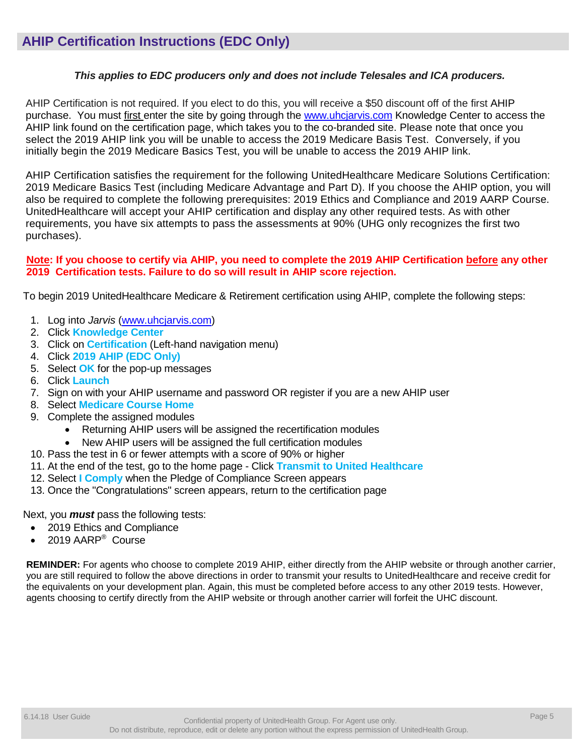## AHIP Certification Instructions (EDC Only)

***This applies to EDC producers only and does not include Telesales and ICA producers.***

AHIP Certification is not required. If you elect to do this, you will receive a $50 discount off of the first AHIP purchase. You must first enter the site by going through the www.uhcjarvis.com Knowledge Center to access the AHIP link found on the certification page, which takes you to the co-branded site. Please note that once you select the 2019 AHIP link you will be unable to access the 2019 Medicare Basis Test. Conversely, if you initially begin the 2019 Medicare Basics Test, you will be unable to access the 2019 AHIP link.

AHIP Certification satisfies the requirement for the following UnitedHealthcare Medicare Solutions Certification: 2019 Medicare Basics Test (including Medicare Advantage and Part D). If you choose the AHIP option, you will also be required to complete the following prerequisites: 2019 Ethics and Compliance and 2019 AARP Course. UnitedHealthcare will accept your AHIP certification and display any other required tests. As with other requirements, you have six attempts to pass the assessments at 90% (UHG only recognizes the first two purchases).

**Note: If you choose to certify via AHIP, you need to complete the 2019 AHIP Certification before any other 2019 Certification tests. Failure to do so will result in AHIP score rejection.**

To begin 2019 UnitedHealthcare Medicare & Retirement certification using AHIP, complete the following steps:

1. Log into *Jarvis* (www.uhcjarvis.com)
2. Click **Knowledge Center**
3. Click on **Certification** (Left-hand navigation menu)
4. Click **2019 AHIP (EDC Only)**
5. Select **OK** for the pop-up messages
6. Click **Launch**
7. Sign on with your AHIP username and password OR register if you are a new AHIP user
8. Select **Medicare Course Home**
9. Complete the assigned modules
   - Returning AHIP users will be assigned the recertification modules
   - New AHIP users will be assigned the full certification modules
10. Pass the test in 6 or fewer attempts with a score of 90% or higher
11. At the end of the test, go to the home page - Click **Transmit to United Healthcare**
12. Select **I Comply** when the Pledge of Compliance Screen appears
13. Once the "Congratulations" screen appears, return to the certification page

Next, you ***must*** pass the following tests:

- 2019 Ethics and Compliance
- 2019 AARP® Course

**REMINDER:** For agents who choose to complete 2019 AHIP, either directly from the AHIP website or through another carrier, you are still required to follow the above directions in order to transmit your results to UnitedHealthcare and receive credit for the equivalents on your development plan. Again, this must be completed before access to any other 2019 tests. However, agents choosing to certify directly from the AHIP website or through another carrier will forfeit the UHC discount.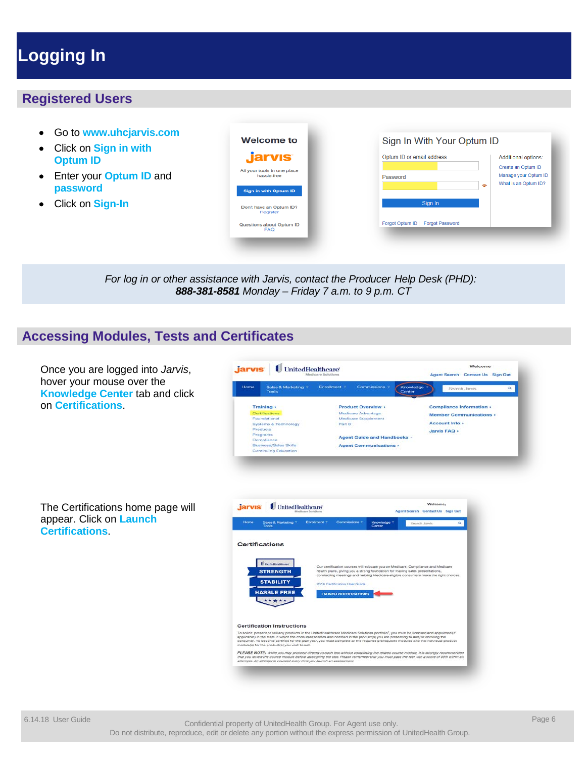# Logging In

## Registered Users

- Go to **www.uhcjarvis.com**
- Click on **Sign in with Optum ID**
- Enter your **Optum ID** and **password**
- Click on **Sign-In**

*For log in or other assistance with Jarvis, contact the Producer Help Desk (PHD):*
***888-381-8581** Monday – Friday 7 a.m. to 9 p.m. CT*

## Accessing Modules, Tests and Certificates

Once you are logged into *Jarvis*, hover your mouse over the **Knowledge Center** tab and click on **Certifications**.

The Certifications home page will appear. Click on **Launch Certifications**.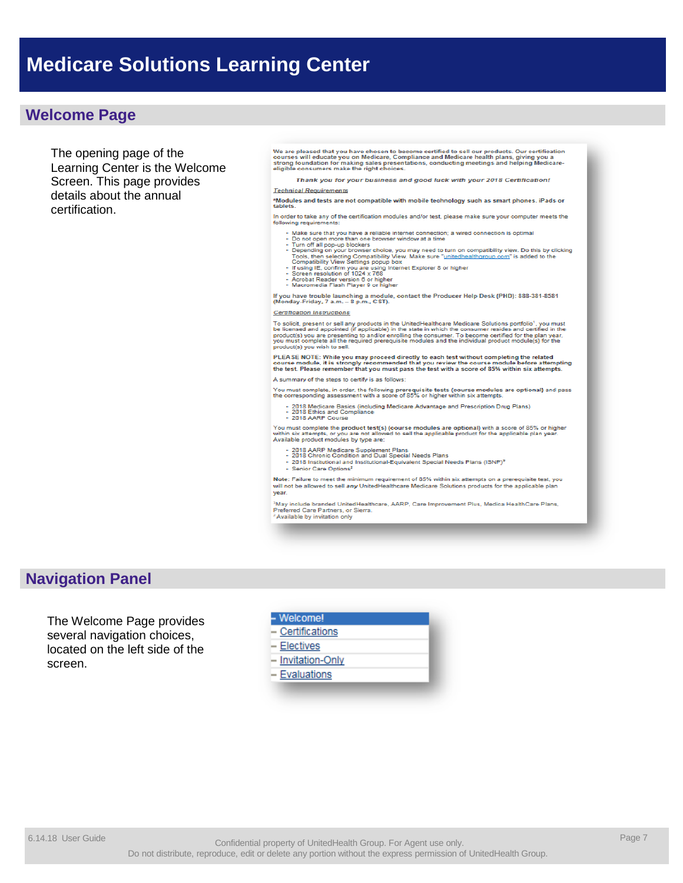# Medicare Solutions Learning Center

## Welcome Page

The opening page of the Learning Center is the Welcome Screen. This page provides details about the annual certification.

We are pleased that you have chosen to become certified to sell our products. Our certification courses will educate you on Medicare, Compliance and Medicare health plans, giving you a strong foundation for making sales presentations, conducting meetings and helping Medicare-eligible consumers make the right choices.

***Thank you for your business and good luck with your 2018 Certification!***

*Technical Requirements*

**\*Modules and tests are not compatible with mobile technology such as smart phones, iPads or tablets.**

In order to take any of the certification modules and/or test, please make sure your computer meets the following requirements:

- Make sure that you have a reliable internet connection; a wired connection is optimal
- Do not open more than one browser window at a time
- Turn off all pop-up blockers
- Depending on your browser choice, you may need to turn on compatibility view. Do this by clicking Tools, then selecting Compatibility View. Make sure "unitedhealthgroup.com" is added to the Compatibility View Settings popup box
- If using IE, confirm you are using Internet Explorer 8 or higher
- Screen resolution of 1024 x 768
- Acrobat Reader version 8 or higher
- Macromedia Flash Player 9 or higher

**If you have trouble launching a module, contact the Producer Help Desk (PHD): 888-381-8581 (Monday-Friday, 7 a.m. – 8 p.m., CST).**

*Certification Instructions*

To solicit, present or sell any products in the UnitedHealthcare Medicare Solutions portfolio[1], you must be licensed and appointed (if applicable) in the state in which the consumer resides and certified in the product(s) you are presenting to and/or enrolling the consumer. To become certified for the plan year, you must complete all the required prerequisite modules and the individual product module(s) for the product(s) you wish to sell.

PLEASE NOTE: **While you may proceed directly to each test without completing the related course module, it is strongly recommended that you review the course module before attempting the test. Please remember that you must pass the test with a score of 85% within six attempts.**

A summary of the steps to certify is as follows:

You must complete, in order, the following **prerequisite tests (course modules are optional)** and pass the corresponding assessment with a score of 85% or higher within six attempts.

- 2018 Medicare Basics (including Medicare Advantage and Prescription Drug Plans)
- 2018 Ethics and Compliance
- 2018 AARP Course

You must complete the **product test(s) (course modules are optional)** with a score of 85% or higher within six attempts, or you are not allowed to sell the applicable product for the applicable plan year. Available product modules by type are:

- 2018 AARP Medicare Supplement Plans
- 2018 Chronic Condition and Dual Special Needs Plans
- 2018 Institutional and Institutional-Equivalent Special Needs Plans (ISNP)[2]
- Senior Care Options[2]

**Note:** Failure to meet the minimum requirement of 85% within six attempts on a prerequisite test, you will not be allowed to sell ***any*** UnitedHealthcare Medicare Solutions products for the applicable plan year.

[1]May include branded UnitedHealthcare, AARP, Care Improvement Plus, Medica HealthCare Plans, Preferred Care Partners, or Sierra.
[2]Available by invitation only

## Navigation Panel

The Welcome Page provides several navigation choices, located on the left side of the screen.

- Welcome!
- Certifications
- Electives
- Invitation-Only
- Evaluations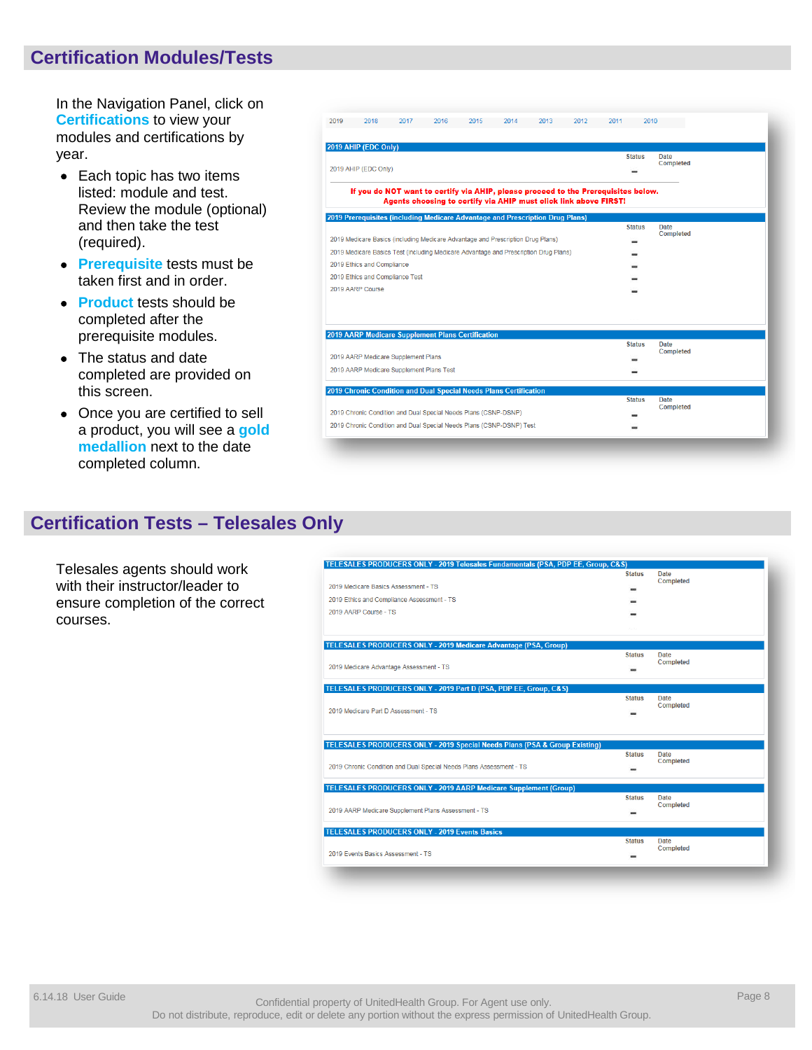## Certification Modules/Tests

In the Navigation Panel, click on **Certifications** to view your modules and certifications by year.

- Each topic has two items listed: module and test. Review the module (optional) and then take the test (required).
- **Prerequisite** tests must be taken first and in order.
- **Product** tests should be completed after the prerequisite modules.
- The status and date completed are provided on this screen.
- Once you are certified to sell a product, you will see a **gold medallion** next to the date completed column.

2019 | 2018 | 2017 | 2016 | 2015 | 2014 | 2013 | 2012 | 2011 | 2010

**2019 AHIP (EDC Only)**

| | Status | Date Completed |
|---|---|---|
| 2019 AHIP (EDC Only) | – | |

**If you do NOT want to certify via AHIP, please proceed to the Prerequisites below. Agents choosing to certify via AHIP must click link above FIRST!**

**2019 Prerequisites (including Medicare Advantage and Prescription Drug Plans)**

| | Status | Date Completed |
|---|---|---|
| 2019 Medicare Basics (including Medicare Advantage and Prescription Drug Plans) | – | |
| 2019 Medicare Basics Test (including Medicare Advantage and Prescription Drug Plans) | – | |
| 2019 Ethics and Compliance | – | |
| 2019 Ethics and Compliance Test | – | |
| 2019 AARP Course | – | |

**2019 AARP Medicare Supplement Plans Certification**

| | Status | Date Completed |
|---|---|---|
| 2019 AARP Medicare Supplement Plans | – | |
| 2019 AARP Medicare Supplement Plans Test | – | |

**2019 Chronic Condition and Dual Special Needs Plans Certification**

| | Status | Date Completed |
|---|---|---|
| 2019 Chronic Condition and Dual Special Needs Plans (CSNP-DSNP) | – | |
| 2019 Chronic Condition and Dual Special Needs Plans (CSNP-DSNP) Test | – | |

## Certification Tests – Telesales Only

Telesales agents should work with their instructor/leader to ensure completion of the correct courses.

**TELESALES PRODUCERS ONLY - 2019 Telesales Fundamentals (PSA, PDP EE, Group, C&S)**

| | Status | Date Completed |
|---|---|---|
| 2019 Medicare Basics Assessment - TS | – | |
| 2019 Ethics and Compliance Assessment - TS | – | |
| 2019 AARP Course - TS | – | |

**TELESALES PRODUCERS ONLY - 2019 Medicare Advantage (PSA, Group)**

| | Status | Date Completed |
|---|---|---|
| 2019 Medicare Advantage Assessment - TS | – | |

**TELESALES PRODUCERS ONLY - 2019 Part D (PSA, PDP EE, Group, C&S)**

| | Status | Date Completed |
|---|---|---|
| 2019 Medicare Part D Assessment - TS | – | |

**TELESALES PRODUCERS ONLY - 2019 Special Needs Plans (PSA & Group Existing)**

| | Status | Date Completed |
|---|---|---|
| 2019 Chronic Condition and Dual Special Needs Plans Assessment - TS | – | |

**TELESALES PRODUCERS ONLY - 2019 AARP Medicare Supplement (Group)**

| | Status | Date Completed |
|---|---|---|
| 2019 AARP Medicare Supplement Plans Assessment - TS | – | |

**TELESALES PRODUCERS ONLY - 2019 Events Basics**

| | Status | Date Completed |
|---|---|---|
| 2019 Events Basics Assessment - TS | – | |

6.14.18 User Guide

Confidential property of UnitedHealth Group. For Agent use only.
Do not distribute, reproduce, edit or delete any portion without the express permission of UnitedHealth Group.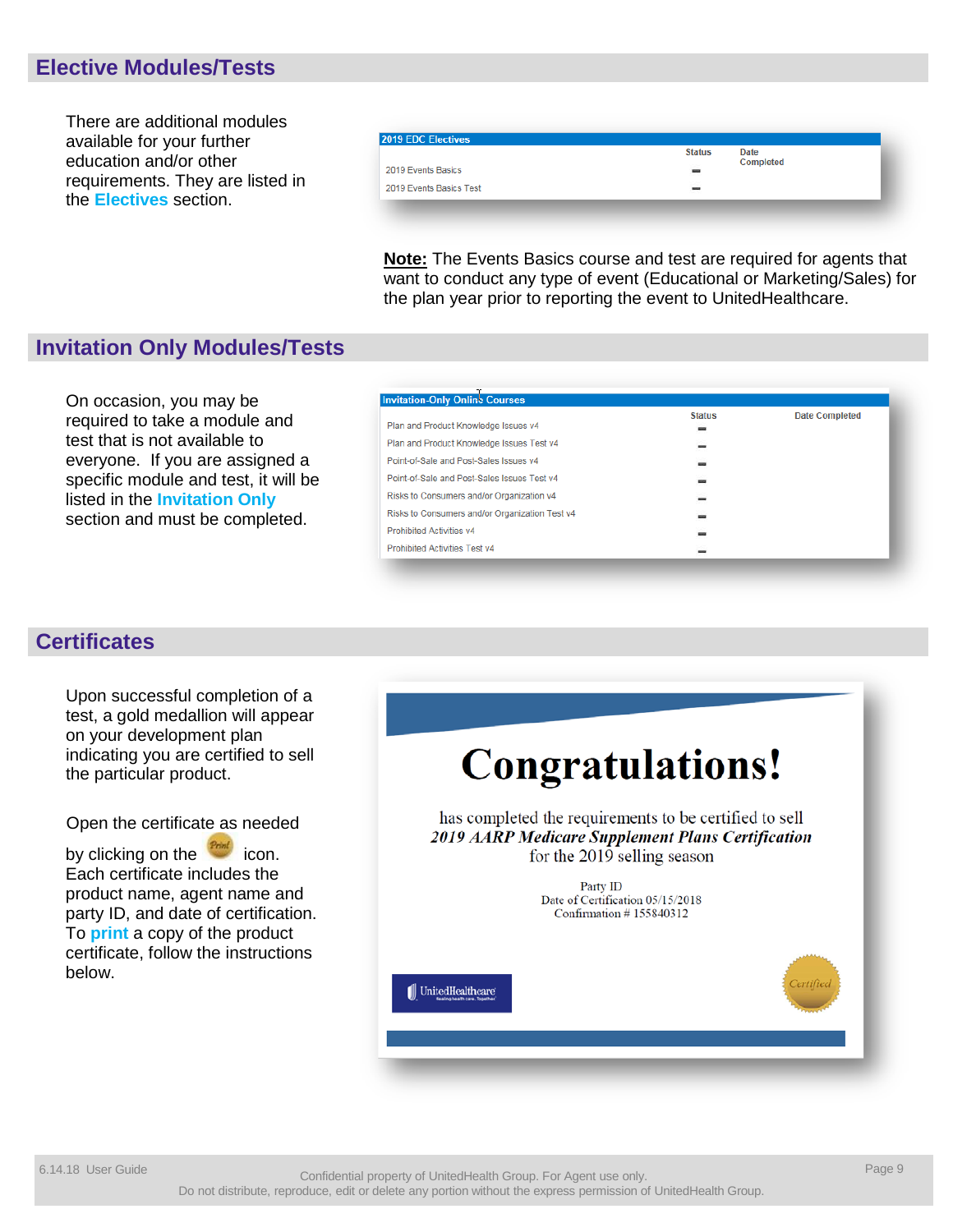## Elective Modules/Tests

There are additional modules available for your further education and/or other requirements. They are listed in the **Electives** section.

| 2019 EDC Electives | Status | Date Completed |
| --- | --- | --- |
| 2019 Events Basics | ▬ | |
| 2019 Events Basics Test | ▬ | |

**Note:** The Events Basics course and test are required for agents that want to conduct any type of event (Educational or Marketing/Sales) for the plan year prior to reporting the event to UnitedHealthcare.

## Invitation Only Modules/Tests

On occasion, you may be required to take a module and test that is not available to everyone. If you are assigned a specific module and test, it will be listed in the **Invitation Only** section and must be completed.

| Invitation-Only Online Courses | Status | Date Completed |
| --- | --- | --- |
| Plan and Product Knowledge Issues v4 | ▬ | |
| Plan and Product Knowledge Issues Test v4 | ▬ | |
| Point-of-Sale and Post-Sales Issues v4 | ▬ | |
| Point-of-Sale and Post-Sales Issues Test v4 | ▬ | |
| Risks to Consumers and/or Organization v4 | ▬ | |
| Risks to Consumers and/or Organization Test v4 | ▬ | |
| Prohibited Activities v4 | ▬ | |
| Prohibited Activities Test v4 | ▬ | |

## Certificates

Upon successful completion of a test, a gold medallion will appear on your development plan indicating you are certified to sell the particular product.

Open the certificate as needed by clicking on the Print icon. Each certificate includes the product name, agent name and party ID, and date of certification. To **print** a copy of the product certificate, follow the instructions below.

**Congratulations!**

has completed the requirements to be certified to sell
*2019 AARP Medicare Supplement Plans Certification*
for the 2019 selling season

Party ID
Date of Certification 05/15/2018
Confirmation # 155840312

UnitedHealthcare

Certified

6.14.18 User Guide

Confidential property of UnitedHealth Group. For Agent use only.
Do not distribute, reproduce, edit or delete any portion without the express permission of UnitedHealth Group.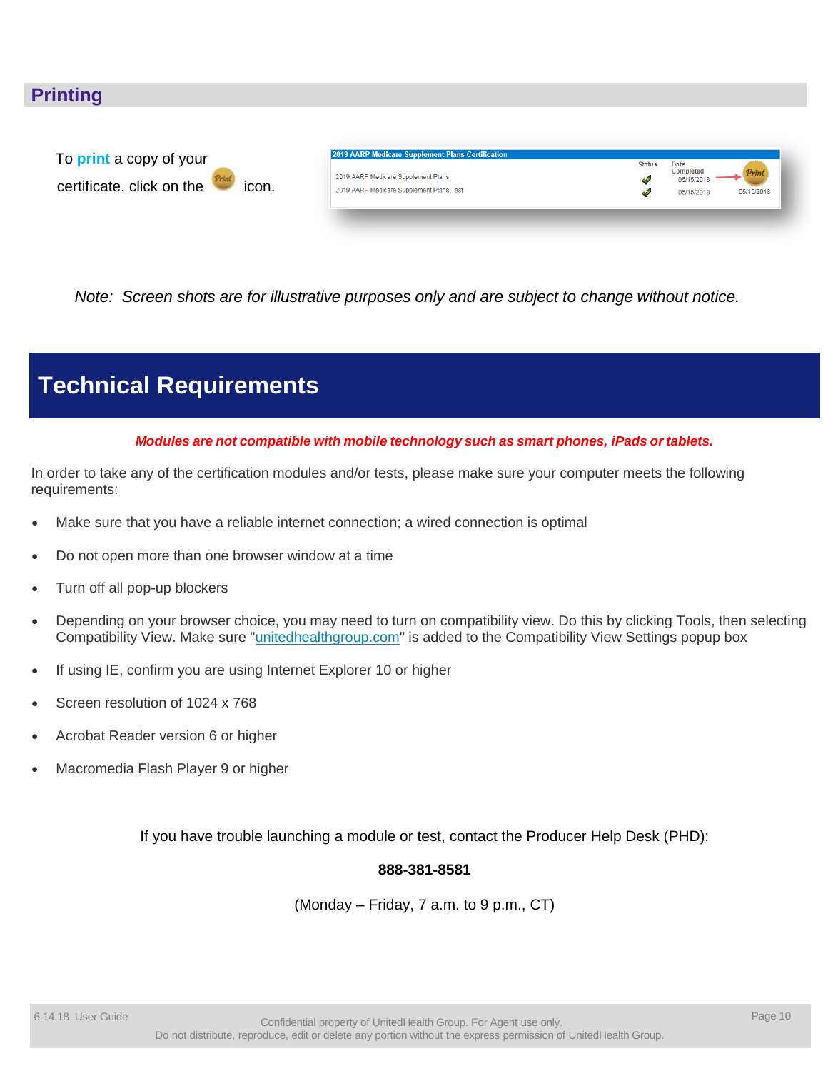## Printing

To **print** a copy of your certificate, click on the Print icon.

*Note: Screen shots are for illustrative purposes only and are subject to change without notice.*

# Technical Requirements

***Modules are not compatible with mobile technology such as smart phones, iPads or tablets.***

In order to take any of the certification modules and/or tests, please make sure your computer meets the following requirements:

- Make sure that you have a reliable internet connection; a wired connection is optimal
- Do not open more than one browser window at a time
- Turn off all pop-up blockers
- Depending on your browser choice, you may need to turn on compatibility view. Do this by clicking Tools, then selecting Compatibility View. Make sure "unitedhealthgroup.com" is added to the Compatibility View Settings popup box
- If using IE, confirm you are using Internet Explorer 10 or higher
- Screen resolution of 1024 x 768
- Acrobat Reader version 6 or higher
- Macromedia Flash Player 9 or higher

If you have trouble launching a module or test, contact the Producer Help Desk (PHD):

**888-381-8581**

(Monday – Friday, 7 a.m. to 9 p.m., CT)